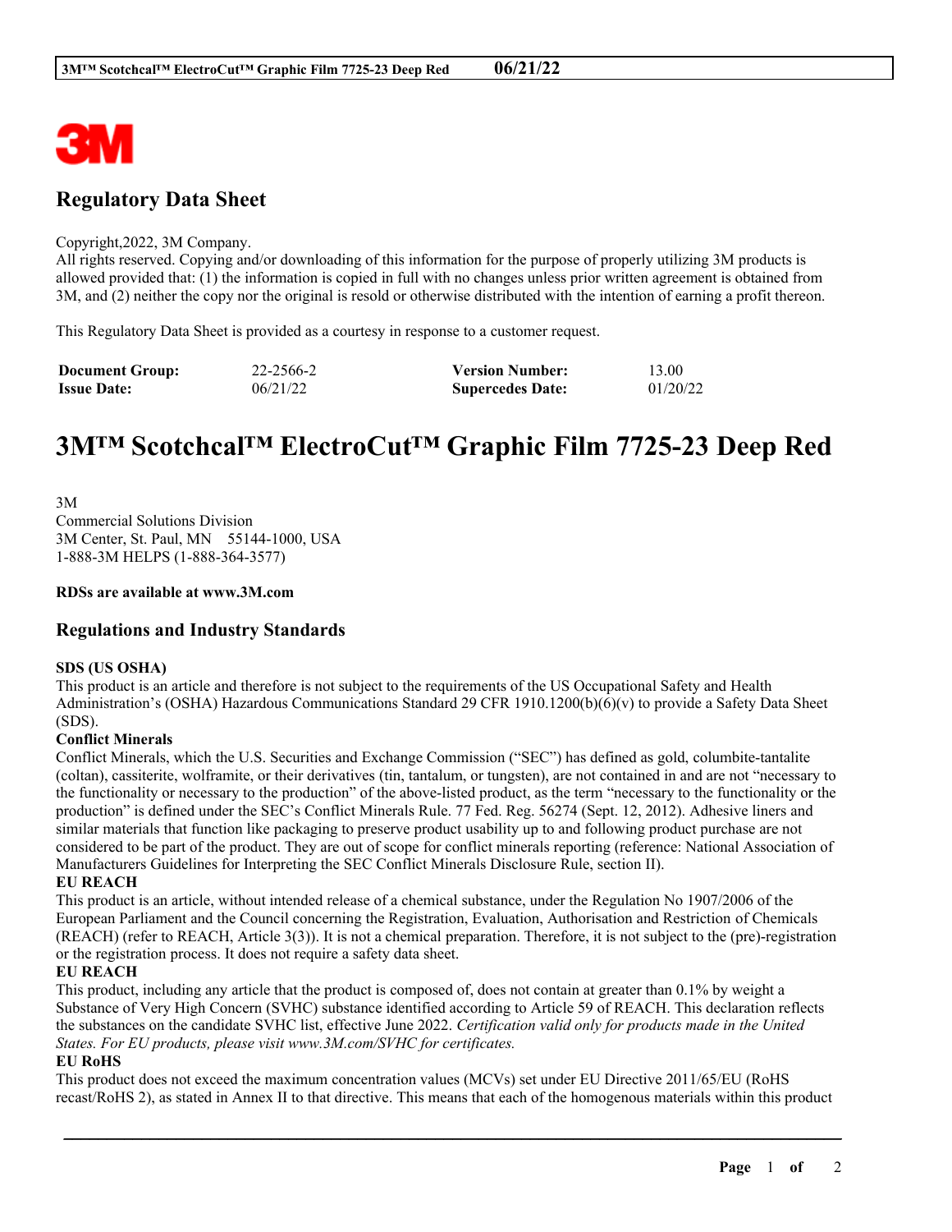# Regulatory Data Sheet

Copyright,2022, 3M Company.
All rights reserved. Copying and/or downloading of this information for the purpose of properly utilizing 3M products is allowed provided that: (1) the information is copied in full with no changes unless prior written agreement is obtained from 3M, and (2) neither the copy nor the original is resold or otherwise distributed with the intention of earning a profit thereon.

This Regulatory Data Sheet is provided as a courtesy in response to a customer request.

| **Document Group:** | 22-2566-2 | **Version Number:** | 13.00 |
|---|---|---|---|
| **Issue Date:** | 06/21/22 | **Supercedes Date:** | 01/20/22 |

# 3M™ Scotchcal™ ElectroCut™ Graphic Film 7725-23 Deep Red

3M
Commercial Solutions Division
3M Center, St. Paul, MN 55144-1000, USA
1-888-3M HELPS (1-888-364-3577)

**RDSs are available at www.3M.com**

## Regulations and Industry Standards

**SDS (US OSHA)**
This product is an article and therefore is not subject to the requirements of the US Occupational Safety and Health Administration's (OSHA) Hazardous Communications Standard 29 CFR 1910.1200(b)(6)(v) to provide a Safety Data Sheet (SDS).

**Conflict Minerals**
Conflict Minerals, which the U.S. Securities and Exchange Commission ("SEC") has defined as gold, columbite-tantalite (coltan), cassiterite, wolframite, or their derivatives (tin, tantalum, or tungsten), are not contained in and are not "necessary to the functionality or necessary to the production" of the above-listed product, as the term "necessary to the functionality or the production" is defined under the SEC's Conflict Minerals Rule. 77 Fed. Reg. 56274 (Sept. 12, 2012). Adhesive liners and similar materials that function like packaging to preserve product usability up to and following product purchase are not considered to be part of the product. They are out of scope for conflict minerals reporting (reference: National Association of Manufacturers Guidelines for Interpreting the SEC Conflict Minerals Disclosure Rule, section II).

**EU REACH**
This product is an article, without intended release of a chemical substance, under the Regulation No 1907/2006 of the European Parliament and the Council concerning the Registration, Evaluation, Authorisation and Restriction of Chemicals (REACH) (refer to REACH, Article 3(3)). It is not a chemical preparation. Therefore, it is not subject to the (pre)-registration or the registration process. It does not require a safety data sheet.

**EU REACH**
This product, including any article that the product is composed of, does not contain at greater than 0.1% by weight a Substance of Very High Concern (SVHC) substance identified according to Article 59 of REACH. This declaration reflects the substances on the candidate SVHC list, effective June 2022. *Certification valid only for products made in the United States. For EU products, please visit www.3M.com/SVHC for certificates.*

**EU RoHS**
This product does not exceed the maximum concentration values (MCVs) set under EU Directive 2011/65/EU (RoHS recast/RoHS 2), as stated in Annex II to that directive. This means that each of the homogenous materials within this product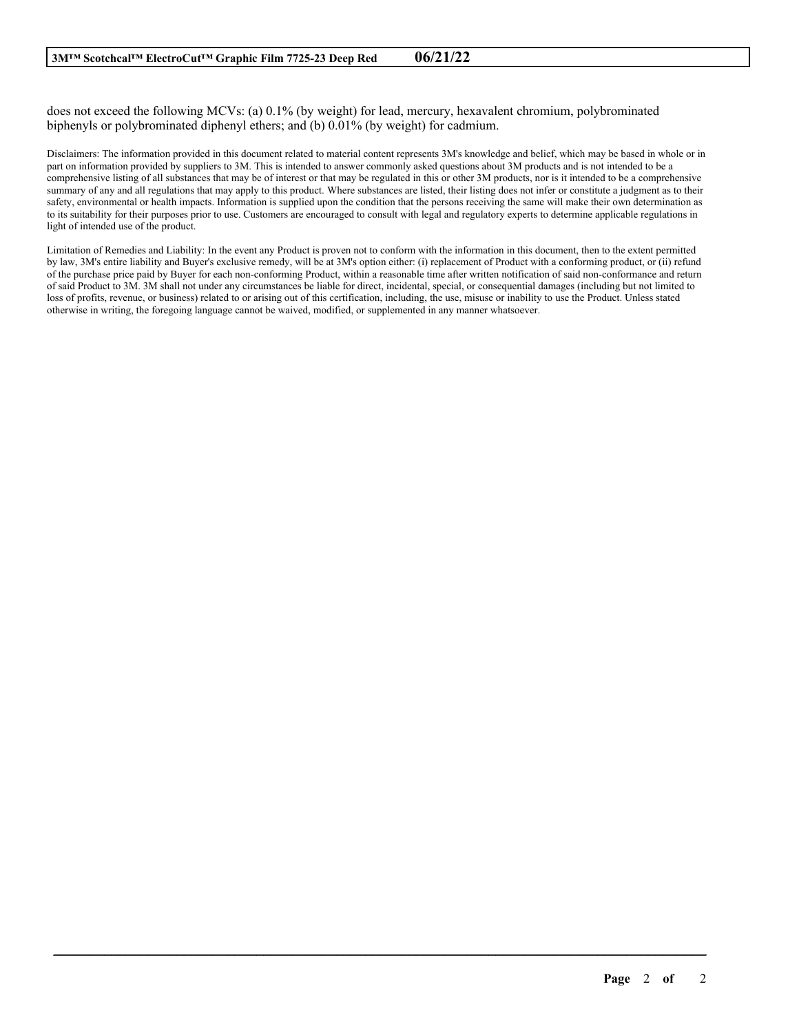does not exceed the following MCVs: (a) 0.1% (by weight) for lead, mercury, hexavalent chromium, polybrominated biphenyls or polybrominated diphenyl ethers; and (b) 0.01% (by weight) for cadmium.

Disclaimers: The information provided in this document related to material content represents 3M's knowledge and belief, which may be based in whole or in part on information provided by suppliers to 3M. This is intended to answer commonly asked questions about 3M products and is not intended to be a comprehensive listing of all substances that may be of interest or that may be regulated in this or other 3M products, nor is it intended to be a comprehensive summary of any and all regulations that may apply to this product. Where substances are listed, their listing does not infer or constitute a judgment as to their safety, environmental or health impacts. Information is supplied upon the condition that the persons receiving the same will make their own determination as to its suitability for their purposes prior to use. Customers are encouraged to consult with legal and regulatory experts to determine applicable regulations in light of intended use of the product.

Limitation of Remedies and Liability: In the event any Product is proven not to conform with the information in this document, then to the extent permitted by law, 3M's entire liability and Buyer's exclusive remedy, will be at 3M's option either: (i) replacement of Product with a conforming product, or (ii) refund of the purchase price paid by Buyer for each non-conforming Product, within a reasonable time after written notification of said non-conformance and return of said Product to 3M. 3M shall not under any circumstances be liable for direct, incidental, special, or consequential damages (including but not limited to loss of profits, revenue, or business) related to or arising out of this certification, including, the use, misuse or inability to use the Product. Unless stated otherwise in writing, the foregoing language cannot be waived, modified, or supplemented in any manner whatsoever.